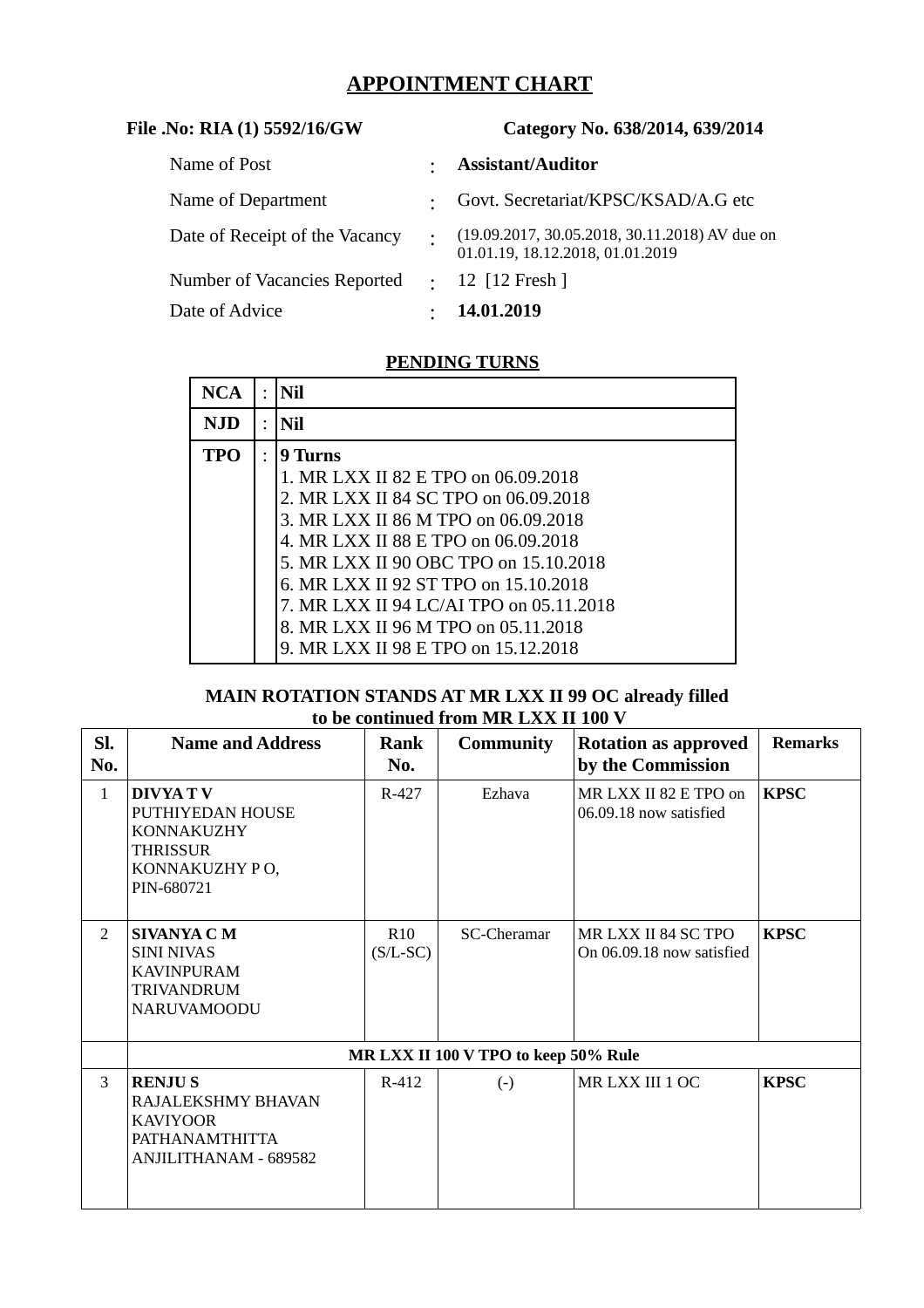# APPOINTMENT CHART

**File .No: RIA (1) 5592/16/GW** **Category No. 638/2014, 639/2014**

| | | |
|---|---|---|
| Name of Post | : | **Assistant/Auditor** |
| Name of Department | : | Govt. Secretariat/KPSC/KSAD/A.G etc |
| Date of Receipt of the Vacancy | : | (19.09.2017, 30.05.2018, 30.11.2018) AV due on 01.01.19, 18.12.2018, 01.01.2019 |
| Number of Vacancies Reported | : | 12 [12 Fresh ] |
| Date of Advice | : | **14.01.2019** |

## PENDING TURNS

| | | |
|---|---|---|
| **NCA** | : | **Nil** |
| **NJD** | : | **Nil** |
| **TPO** | : | **9 Turns**<br>1. MR LXX II 82 E TPO on 06.09.2018<br>2. MR LXX II 84 SC TPO on 06.09.2018<br>3. MR LXX II 86 M TPO on 06.09.2018<br>4. MR LXX II 88 E TPO on 06.09.2018<br>5. MR LXX II 90 OBC TPO on 15.10.2018<br>6. MR LXX II 92 ST TPO on 15.10.2018<br>7. MR LXX II 94 LC/AI TPO on 05.11.2018<br>8. MR LXX II 96 M TPO on 05.11.2018<br>9. MR LXX II 98 E TPO on 15.12.2018 |

**MAIN ROTATION STANDS AT MR LXX II 99 OC already filled to be continued from MR LXX II 100 V**

| Sl. No. | Name and Address | Rank No. | Community | Rotation as approved by the Commission | Remarks |
|---|---|---|---|---|---|
| 1 | **DIVYA T V**<br>PUTHIYEDAN HOUSE<br>KONNAKUZHY<br>THRISSUR<br>KONNAKUZHY P O,<br>PIN-680721 | R-427 | Ezhava | MR LXX II 82 E TPO on 06.09.18 now satisfied | **KPSC** |
| 2 | **SIVANYA C M**<br>SINI NIVAS<br>KAVINPURAM<br>TRIVANDRUM<br>NARUVAMOODU | R10 (S/L-SC) | SC-Cheramar | MR LXX II 84 SC TPO On 06.09.18 now satisfied | **KPSC** |
| | **MR LXX II 100 V TPO to keep 50% Rule** | | | | |
| 3 | **RENJU S**<br>RAJALEKSHMY BHAVAN<br>KAVIYOOR<br>PATHANAMTHITTA<br>ANJILITHANAM - 689582 | R-412 | (-) | MR LXX III 1 OC | **KPSC** |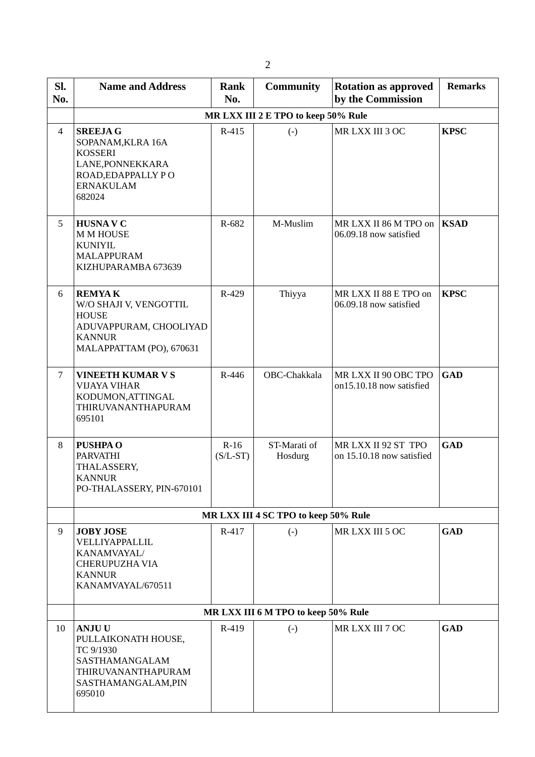| Sl. No. | Name and Address | Rank No. | Community | Rotation as approved by the Commission | Remarks |
|---|---|---|---|---|---|
| | MR LXX III 2 E TPO to keep 50% Rule | | | | |
| 4 | **SREEJA G**<br>SOPANAM,KLRA 16A<br>KOSSERI<br>LANE,PONNEKKARA<br>ROAD,EDAPPALLY P O<br>ERNAKULAM<br>682024 | R-415 | (-) | MR LXX III 3 OC | **KPSC** |
| 5 | **HUSNA V C**<br>M M HOUSE<br>KUNIYIL<br>MALAPPURAM<br>KIZHUPARAMBA 673639 | R-682 | M-Muslim | MR LXX II 86 M TPO on 06.09.18 now satisfied | **KSAD** |
| 6 | **REMYA K**<br>W/O SHAJI V, VENGOTTIL<br>HOUSE<br>ADUVAPPURAM, CHOOLIYAD<br>KANNUR<br>MALAPPATTAM (PO), 670631 | R-429 | Thiyya | MR LXX II 88 E TPO on 06.09.18 now satisfied | **KPSC** |
| 7 | **VINEETH KUMAR V S**<br>VIJAYA VIHAR<br>KODUMON,ATTINGAL<br>THIRUVANANTHAPURAM<br>695101 | R-446 | OBC-Chakkala | MR LXX II 90 OBC TPO on15.10.18 now satisfied | **GAD** |
| 8 | **PUSHPA O**<br>PARVATHI<br>THALASSERY,<br>KANNUR<br>PO-THALASSERY, PIN-670101 | R-16 (S/L-ST) | ST-Marati of Hosdurg | MR LXX II 92 ST TPO on 15.10.18 now satisfied | **GAD** |
| | MR LXX III 4 SC TPO to keep 50% Rule | | | | |
| 9 | **JOBY JOSE**<br>VELLIYAPPALLIL<br>KANAMVAYAL/<br>CHERUPUZHA VIA<br>KANNUR<br>KANAMVAYAL/670511 | R-417 | (-) | MR LXX III 5 OC | **GAD** |
| | MR LXX III 6 M TPO to keep 50% Rule | | | | |
| 10 | **ANJU U**<br>PULLAIKONATH HOUSE,<br>TC 9/1930<br>SASTHAMANGALAM<br>THIRUVANANTHAPURAM<br>SASTHAMANGALAM,PIN<br>695010 | R-419 | (-) | MR LXX III 7 OC | **GAD** |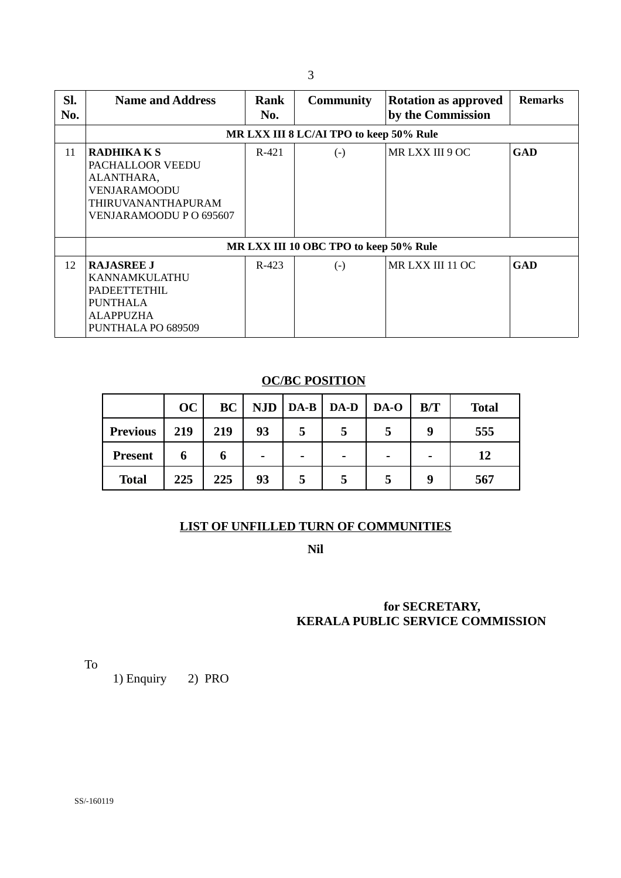| Sl. No. | Name and Address | Rank No. | Community | Rotation as approved by the Commission | Remarks |
|---|---|---|---|---|---|
| | **MR LXX III 8 LC/AI TPO to keep 50% Rule** | | | | |
| 11 | **RADHIKA K S** PACHALLOOR VEEDU ALANTHARA, VENJARAMOODU THIRUVANANTHAPURAM VENJARAMOODU P O 695607 | R-421 | (-) | MR LXX III 9 OC | **GAD** |
| | **MR LXX III 10 OBC TPO to keep 50% Rule** | | | | |
| 12 | **RAJASREE J** KANNAMKULATHU PADEETTETHIL PUNTHALA ALAPPUZHA PUNTHALA PO 689509 | R-423 | (-) | MR LXX III 11 OC | **GAD** |

**OC/BC POSITION**

| | OC | BC | NJD | DA-B | DA-D | DA-O | B/T | Total |
|---|---|---|---|---|---|---|---|---|
| **Previous** | **219** | **219** | **93** | **5** | **5** | **5** | **9** | **555** |
| **Present** | **6** | **6** | **-** | **-** | **-** | **-** | **-** | **12** |
| **Total** | **225** | **225** | **93** | **5** | **5** | **5** | **9** | **567** |

**LIST OF UNFILLED TURN OF COMMUNITIES**

**Nil**

**for SECRETARY,**
**KERALA PUBLIC SERVICE COMMISSION**

To
1) Enquiry 2) PRO

SS/-160119